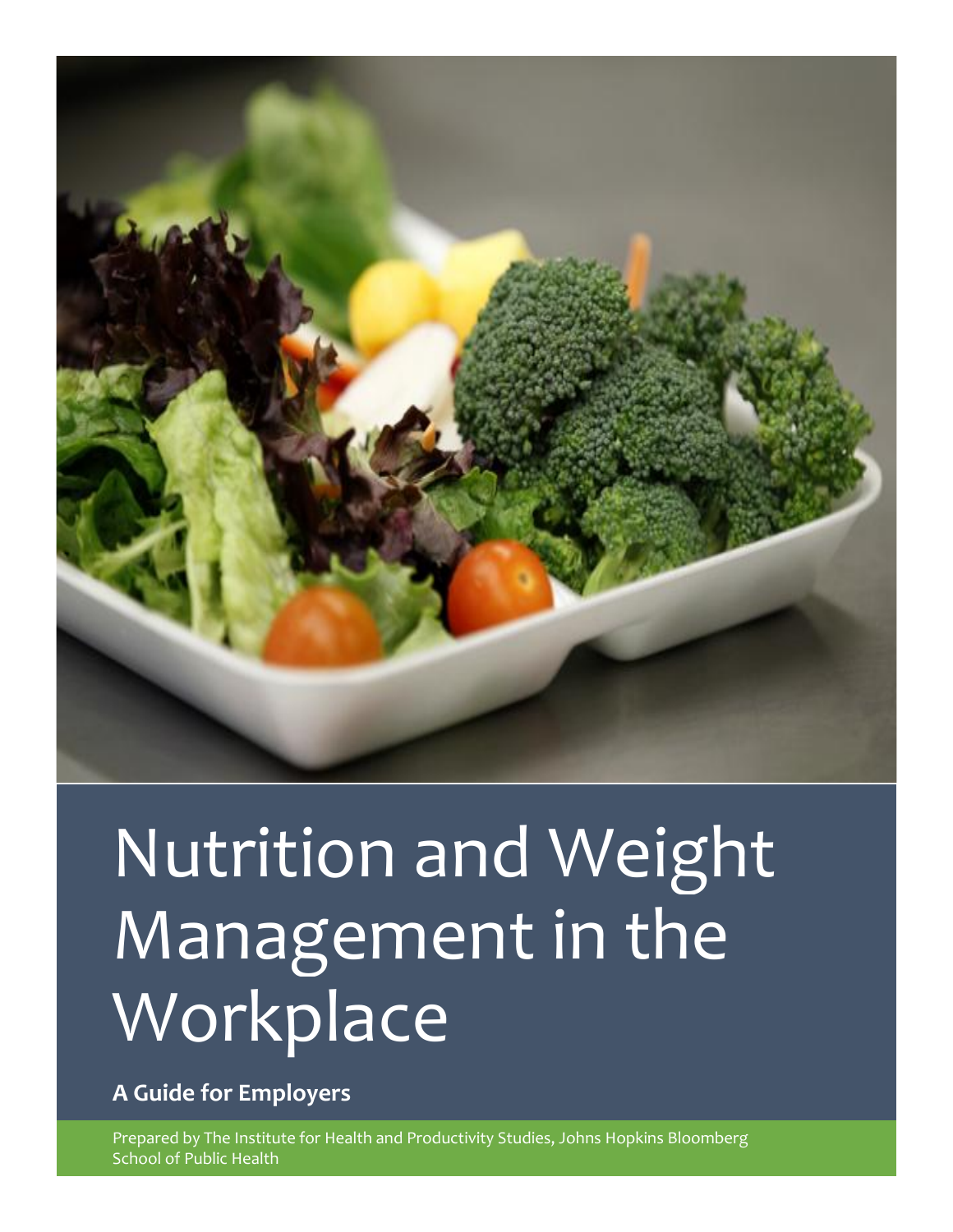# Nutrition and Weight Management in the Workplace

**A Guide for Employers**

Prepared by The Institute for Health and Productivity Studies, Johns Hopkins Bloomberg School of Public Health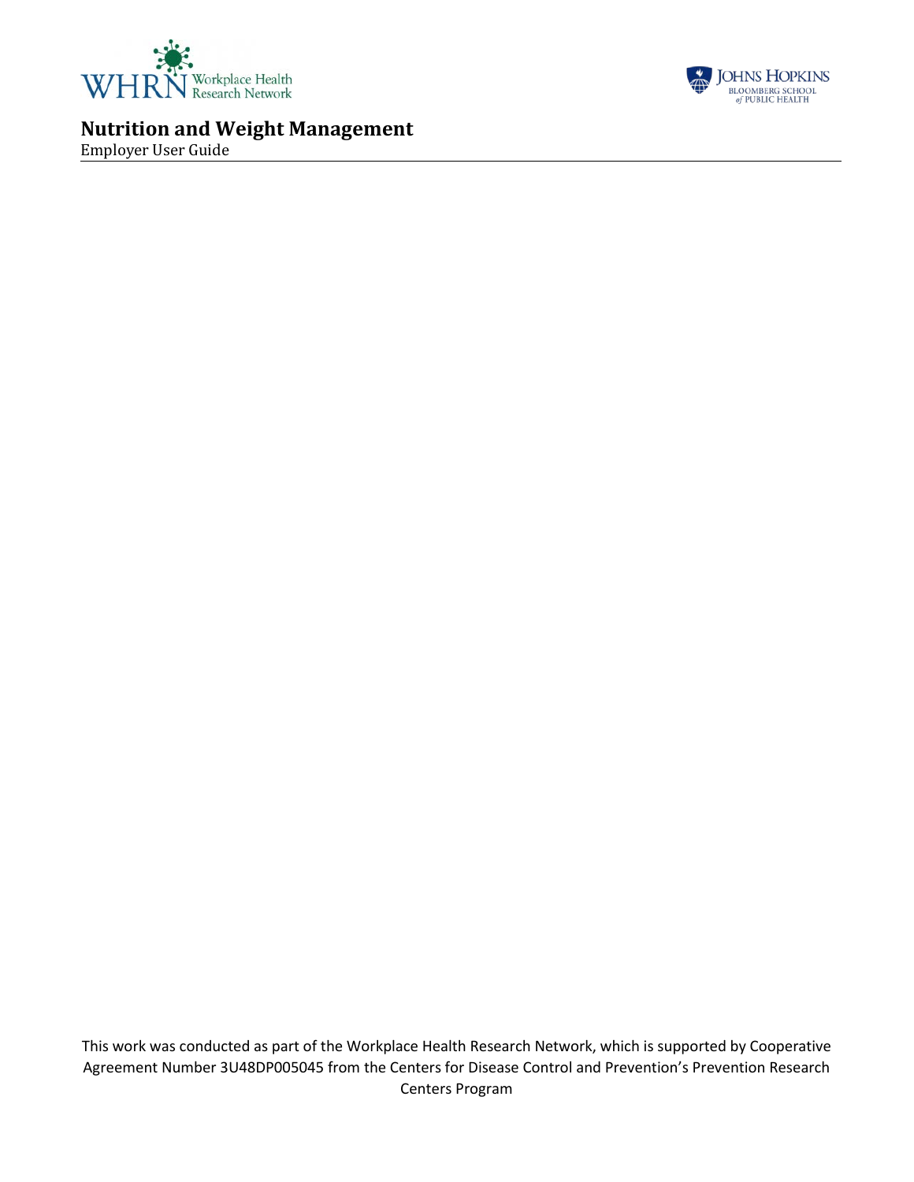# Nutrition and Weight Management

Employer User Guide

This work was conducted as part of the Workplace Health Research Network, which is supported by Cooperative Agreement Number 3U48DP005045 from the Centers for Disease Control and Prevention's Prevention Research Centers Program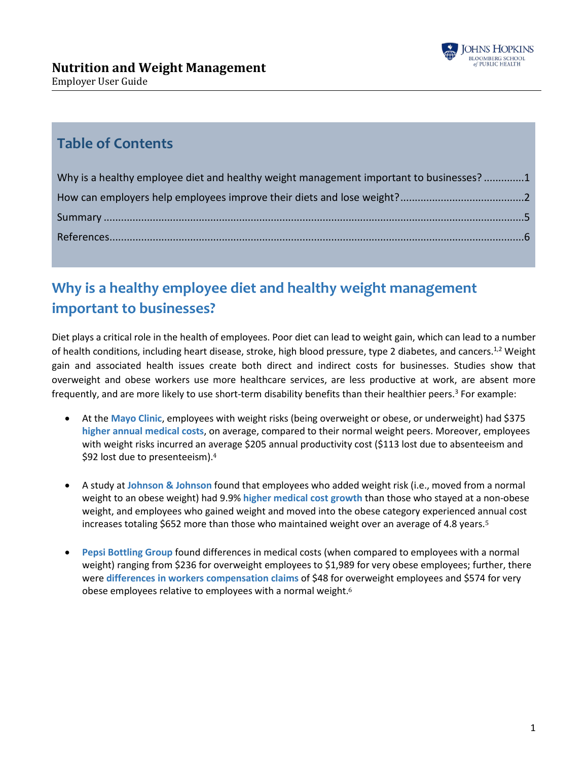# Nutrition and Weight Management

Employer User Guide

## Table of Contents

Why is a healthy employee diet and healthy weight management important to businesses? .............1

How can employers help employees improve their diets and lose weight?..........................................2

Summary ...............................................................................................................................................5

References..............................................................................................................................................6

## Why is a healthy employee diet and healthy weight management important to businesses?

Diet plays a critical role in the health of employees. Poor diet can lead to weight gain, which can lead to a number of health conditions, including heart disease, stroke, high blood pressure, type 2 diabetes, and cancers.[1,2] Weight gain and associated health issues create both direct and indirect costs for businesses. Studies show that overweight and obese workers use more healthcare services, are less productive at work, are absent more frequently, and are more likely to use short-term disability benefits than their healthier peers.[3] For example:

- At the **Mayo Clinic**, employees with weight risks (being overweight or obese, or underweight) had $375 **higher annual medical costs**, on average, compared to their normal weight peers. Moreover, employees with weight risks incurred an average $205 annual productivity cost ($113 lost due to absenteeism and $92 lost due to presenteeism).[4]

- A study at **Johnson & Johnson** found that employees who added weight risk (i.e., moved from a normal weight to an obese weight) had 9.9% **higher medical cost growth** than those who stayed at a non-obese weight, and employees who gained weight and moved into the obese category experienced annual cost increases totaling $652 more than those who maintained weight over an average of 4.8 years.[5]

- **Pepsi Bottling Group** found differences in medical costs (when compared to employees with a normal weight) ranging from $236 for overweight employees to $1,989 for very obese employees; further, there were **differences in workers compensation claims** of $48 for overweight employees and $574 for very obese employees relative to employees with a normal weight.[6]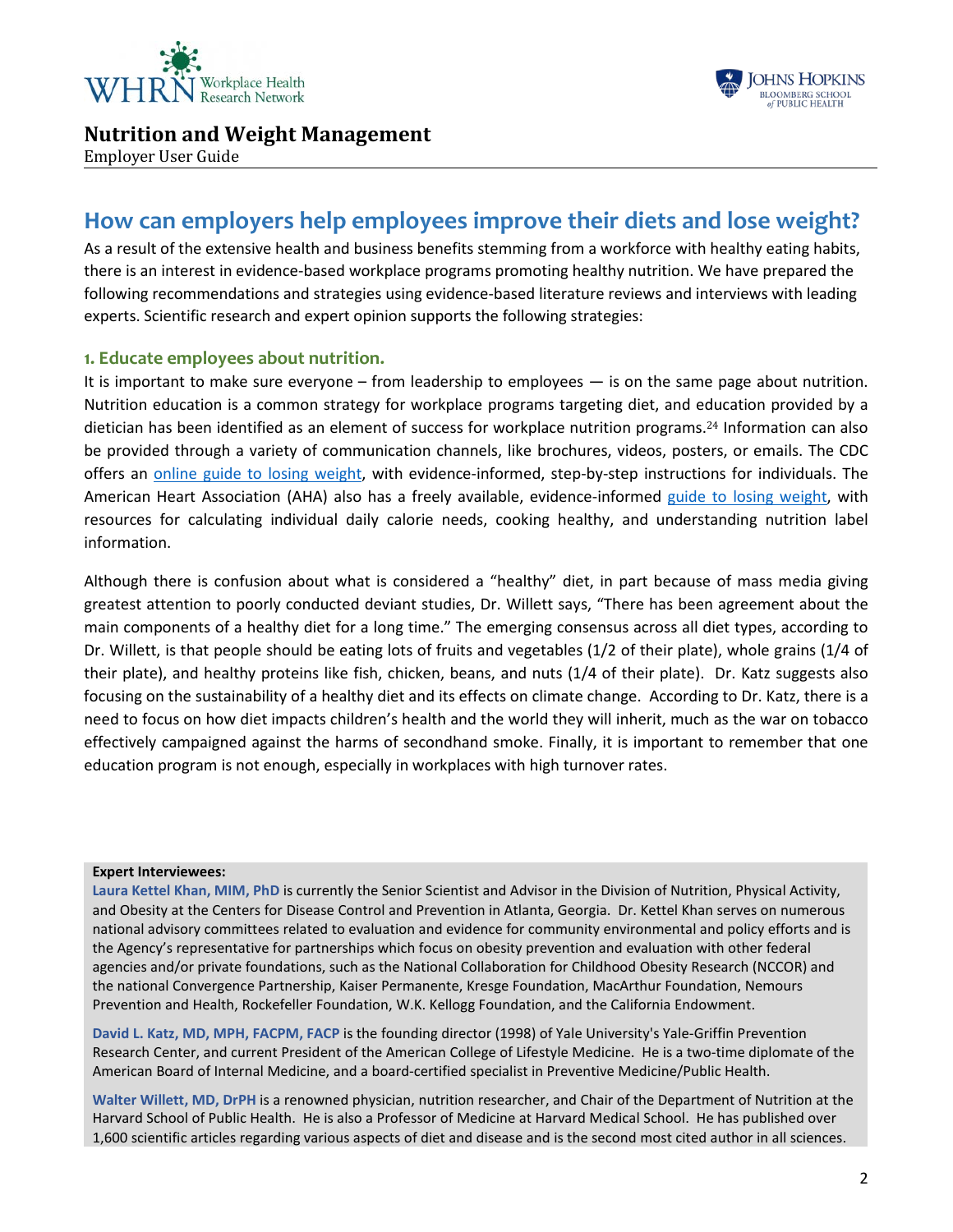## How can employers help employees improve their diets and lose weight?

As a result of the extensive health and business benefits stemming from a workforce with healthy eating habits, there is an interest in evidence-based workplace programs promoting healthy nutrition. We have prepared the following recommendations and strategies using evidence-based literature reviews and interviews with leading experts. Scientific research and expert opinion supports the following strategies:

### 1. Educate employees about nutrition.

It is important to make sure everyone – from leadership to employees — is on the same page about nutrition. Nutrition education is a common strategy for workplace programs targeting diet, and education provided by a dietician has been identified as an element of success for workplace nutrition programs.[24] Information can also be provided through a variety of communication channels, like brochures, videos, posters, or emails. The CDC offers an online guide to losing weight, with evidence-informed, step-by-step instructions for individuals. The American Heart Association (AHA) also has a freely available, evidence-informed guide to losing weight, with resources for calculating individual daily calorie needs, cooking healthy, and understanding nutrition label information.

Although there is confusion about what is considered a "healthy" diet, in part because of mass media giving greatest attention to poorly conducted deviant studies, Dr. Willett says, "There has been agreement about the main components of a healthy diet for a long time." The emerging consensus across all diet types, according to Dr. Willett, is that people should be eating lots of fruits and vegetables (1/2 of their plate), whole grains (1/4 of their plate), and healthy proteins like fish, chicken, beans, and nuts (1/4 of their plate). Dr. Katz suggests also focusing on the sustainability of a healthy diet and its effects on climate change. According to Dr. Katz, there is a need to focus on how diet impacts children's health and the world they will inherit, much as the war on tobacco effectively campaigned against the harms of secondhand smoke. Finally, it is important to remember that one education program is not enough, especially in workplaces with high turnover rates.

**Expert Interviewees:**

**Laura Kettel Khan, MIM, PhD** is currently the Senior Scientist and Advisor in the Division of Nutrition, Physical Activity, and Obesity at the Centers for Disease Control and Prevention in Atlanta, Georgia. Dr. Kettel Khan serves on numerous national advisory committees related to evaluation and evidence for community environmental and policy efforts and is the Agency's representative for partnerships which focus on obesity prevention and evaluation with other federal agencies and/or private foundations, such as the National Collaboration for Childhood Obesity Research (NCCOR) and the national Convergence Partnership, Kaiser Permanente, Kresge Foundation, MacArthur Foundation, Nemours Prevention and Health, Rockefeller Foundation, W.K. Kellogg Foundation, and the California Endowment.

**David L. Katz, MD, MPH, FACPM, FACP** is the founding director (1998) of Yale University's Yale-Griffin Prevention Research Center, and current President of the American College of Lifestyle Medicine. He is a two-time diplomate of the American Board of Internal Medicine, and a board-certified specialist in Preventive Medicine/Public Health.

**Walter Willett, MD, DrPH** is a renowned physician, nutrition researcher, and Chair of the Department of Nutrition at the Harvard School of Public Health. He is also a Professor of Medicine at Harvard Medical School. He has published over 1,600 scientific articles regarding various aspects of diet and disease and is the second most cited author in all sciences.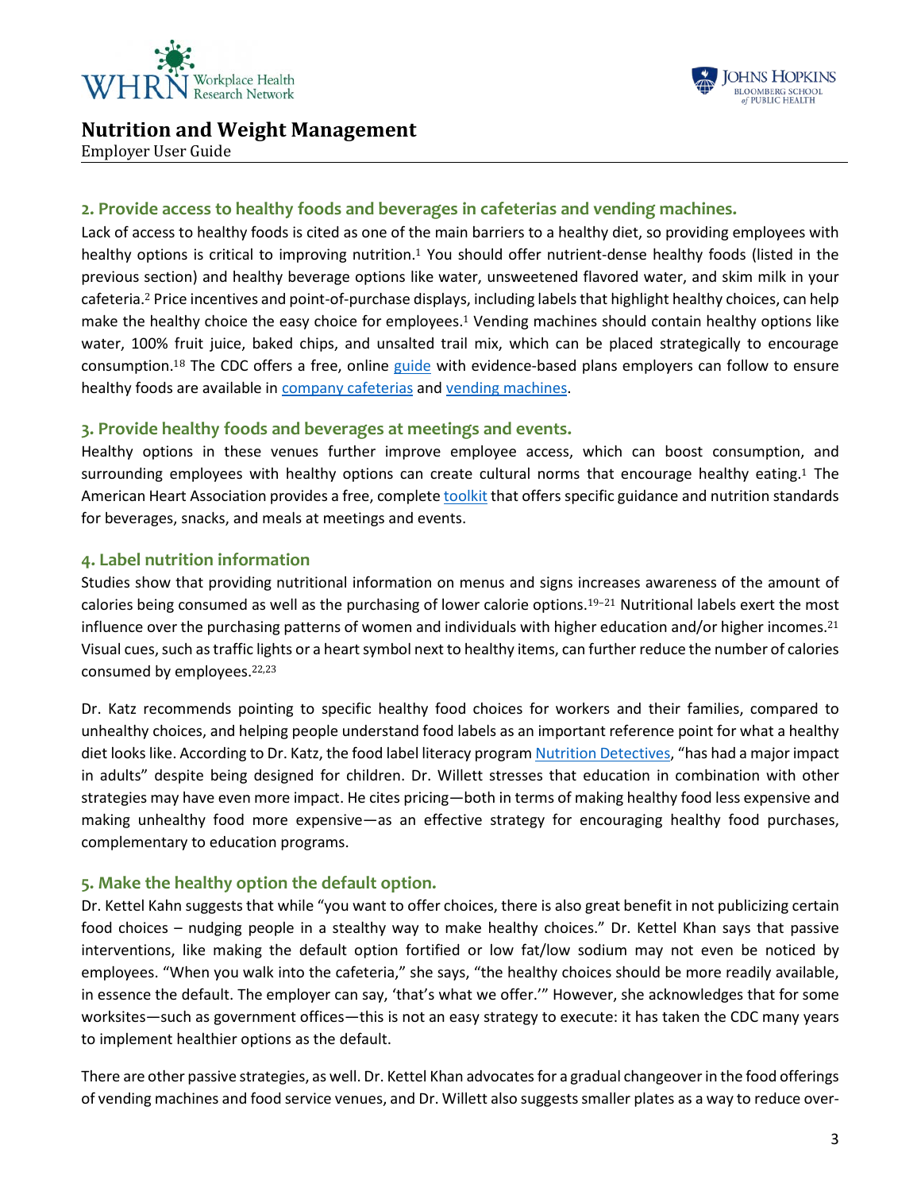### 2. Provide access to healthy foods and beverages in cafeterias and vending machines.

Lack of access to healthy foods is cited as one of the main barriers to a healthy diet, so providing employees with healthy options is critical to improving nutrition.[1] You should offer nutrient-dense healthy foods (listed in the previous section) and healthy beverage options like water, unsweetened flavored water, and skim milk in your cafeteria.[2] Price incentives and point-of-purchase displays, including labels that highlight healthy choices, can help make the healthy choice the easy choice for employees.[1] Vending machines should contain healthy options like water, 100% fruit juice, baked chips, and unsalted trail mix, which can be placed strategically to encourage consumption.[18] The CDC offers a free, online guide with evidence-based plans employers can follow to ensure healthy foods are available in company cafeterias and vending machines.

### 3. Provide healthy foods and beverages at meetings and events.

Healthy options in these venues further improve employee access, which can boost consumption, and surrounding employees with healthy options can create cultural norms that encourage healthy eating.[1] The American Heart Association provides a free, complete toolkit that offers specific guidance and nutrition standards for beverages, snacks, and meals at meetings and events.

### 4. Label nutrition information

Studies show that providing nutritional information on menus and signs increases awareness of the amount of calories being consumed as well as the purchasing of lower calorie options.[19–21] Nutritional labels exert the most influence over the purchasing patterns of women and individuals with higher education and/or higher incomes.[21] Visual cues, such as traffic lights or a heart symbol next to healthy items, can further reduce the number of calories consumed by employees.[22,23]

Dr. Katz recommends pointing to specific healthy food choices for workers and their families, compared to unhealthy choices, and helping people understand food labels as an important reference point for what a healthy diet looks like. According to Dr. Katz, the food label literacy program Nutrition Detectives, "has had a major impact in adults" despite being designed for children. Dr. Willett stresses that education in combination with other strategies may have even more impact. He cites pricing—both in terms of making healthy food less expensive and making unhealthy food more expensive—as an effective strategy for encouraging healthy food purchases, complementary to education programs.

### 5. Make the healthy option the default option.

Dr. Kettel Kahn suggests that while "you want to offer choices, there is also great benefit in not publicizing certain food choices – nudging people in a stealthy way to make healthy choices." Dr. Kettel Khan says that passive interventions, like making the default option fortified or low fat/low sodium may not even be noticed by employees. "When you walk into the cafeteria," she says, "the healthy choices should be more readily available, in essence the default. The employer can say, 'that's what we offer.'" However, she acknowledges that for some worksites—such as government offices—this is not an easy strategy to execute: it has taken the CDC many years to implement healthier options as the default.

There are other passive strategies, as well. Dr. Kettel Khan advocates for a gradual changeover in the food offerings of vending machines and food service venues, and Dr. Willett also suggests smaller plates as a way to reduce over-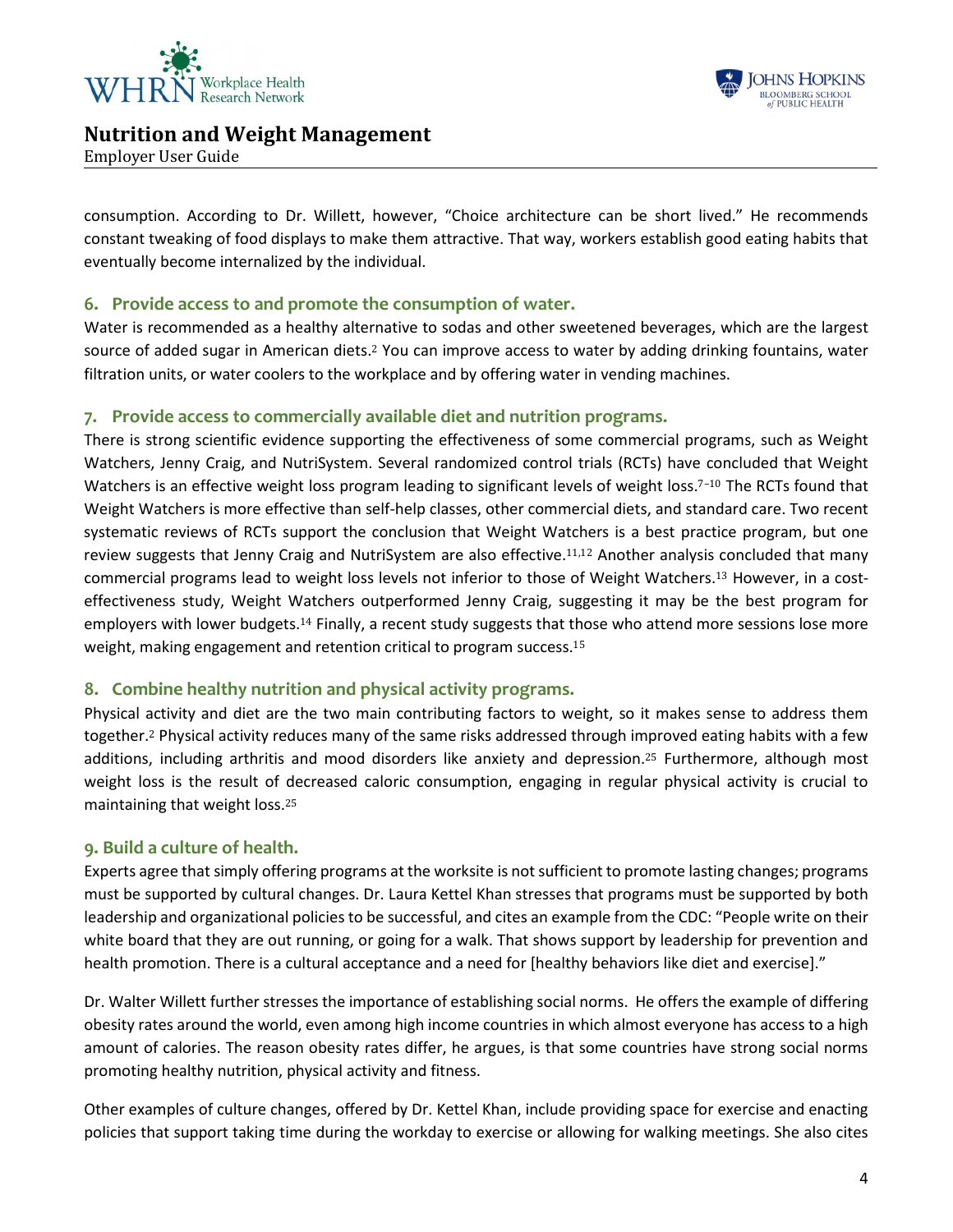consumption. According to Dr. Willett, however, “Choice architecture can be short lived.” He recommends constant tweaking of food displays to make them attractive. That way, workers establish good eating habits that eventually become internalized by the individual.

### 6. Provide access to and promote the consumption of water.

Water is recommended as a healthy alternative to sodas and other sweetened beverages, which are the largest source of added sugar in American diets.[2] You can improve access to water by adding drinking fountains, water filtration units, or water coolers to the workplace and by offering water in vending machines.

### 7. Provide access to commercially available diet and nutrition programs.

There is strong scientific evidence supporting the effectiveness of some commercial programs, such as Weight Watchers, Jenny Craig, and NutriSystem. Several randomized control trials (RCTs) have concluded that Weight Watchers is an effective weight loss program leading to significant levels of weight loss.[7–10] The RCTs found that Weight Watchers is more effective than self-help classes, other commercial diets, and standard care. Two recent systematic reviews of RCTs support the conclusion that Weight Watchers is a best practice program, but one review suggests that Jenny Craig and NutriSystem are also effective.[11,12] Another analysis concluded that many commercial programs lead to weight loss levels not inferior to those of Weight Watchers.[13] However, in a cost-effectiveness study, Weight Watchers outperformed Jenny Craig, suggesting it may be the best program for employers with lower budgets.[14] Finally, a recent study suggests that those who attend more sessions lose more weight, making engagement and retention critical to program success.[15]

### 8. Combine healthy nutrition and physical activity programs.

Physical activity and diet are the two main contributing factors to weight, so it makes sense to address them together.[2] Physical activity reduces many of the same risks addressed through improved eating habits with a few additions, including arthritis and mood disorders like anxiety and depression.[25] Furthermore, although most weight loss is the result of decreased caloric consumption, engaging in regular physical activity is crucial to maintaining that weight loss.[25]

### 9. Build a culture of health.

Experts agree that simply offering programs at the worksite is not sufficient to promote lasting changes; programs must be supported by cultural changes. Dr. Laura Kettel Khan stresses that programs must be supported by both leadership and organizational policies to be successful, and cites an example from the CDC: “People write on their white board that they are out running, or going for a walk. That shows support by leadership for prevention and health promotion. There is a cultural acceptance and a need for [healthy behaviors like diet and exercise].”

Dr. Walter Willett further stresses the importance of establishing social norms. He offers the example of differing obesity rates around the world, even among high income countries in which almost everyone has access to a high amount of calories. The reason obesity rates differ, he argues, is that some countries have strong social norms promoting healthy nutrition, physical activity and fitness.

Other examples of culture changes, offered by Dr. Kettel Khan, include providing space for exercise and enacting policies that support taking time during the workday to exercise or allowing for walking meetings. She also cites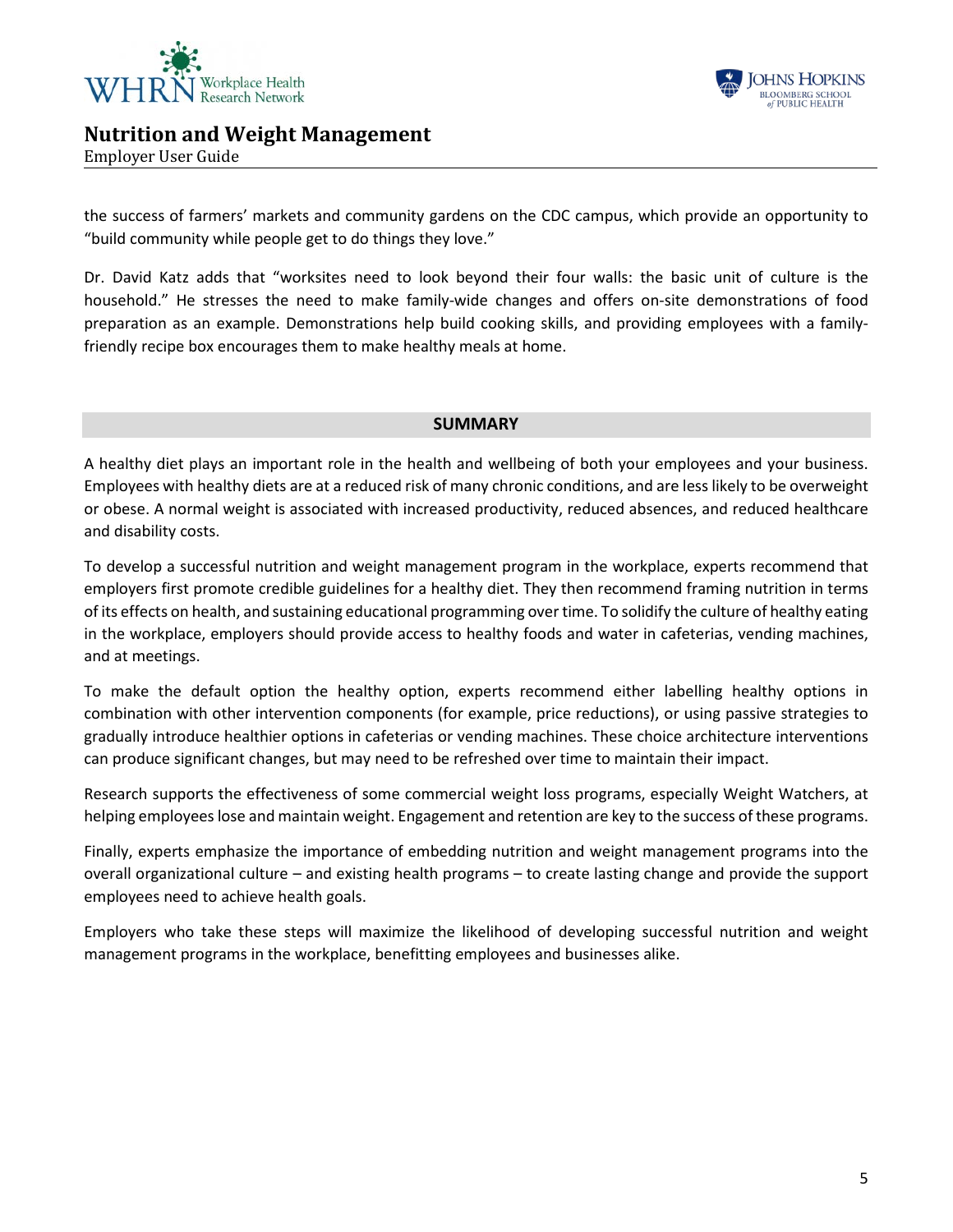the success of farmers' markets and community gardens on the CDC campus, which provide an opportunity to "build community while people get to do things they love."

Dr. David Katz adds that "worksites need to look beyond their four walls: the basic unit of culture is the household." He stresses the need to make family-wide changes and offers on-site demonstrations of food preparation as an example. Demonstrations help build cooking skills, and providing employees with a family-friendly recipe box encourages them to make healthy meals at home.

## SUMMARY

A healthy diet plays an important role in the health and wellbeing of both your employees and your business. Employees with healthy diets are at a reduced risk of many chronic conditions, and are less likely to be overweight or obese. A normal weight is associated with increased productivity, reduced absences, and reduced healthcare and disability costs.

To develop a successful nutrition and weight management program in the workplace, experts recommend that employers first promote credible guidelines for a healthy diet. They then recommend framing nutrition in terms of its effects on health, and sustaining educational programming over time. To solidify the culture of healthy eating in the workplace, employers should provide access to healthy foods and water in cafeterias, vending machines, and at meetings.

To make the default option the healthy option, experts recommend either labelling healthy options in combination with other intervention components (for example, price reductions), or using passive strategies to gradually introduce healthier options in cafeterias or vending machines. These choice architecture interventions can produce significant changes, but may need to be refreshed over time to maintain their impact.

Research supports the effectiveness of some commercial weight loss programs, especially Weight Watchers, at helping employees lose and maintain weight. Engagement and retention are key to the success of these programs.

Finally, experts emphasize the importance of embedding nutrition and weight management programs into the overall organizational culture – and existing health programs – to create lasting change and provide the support employees need to achieve health goals.

Employers who take these steps will maximize the likelihood of developing successful nutrition and weight management programs in the workplace, benefitting employees and businesses alike.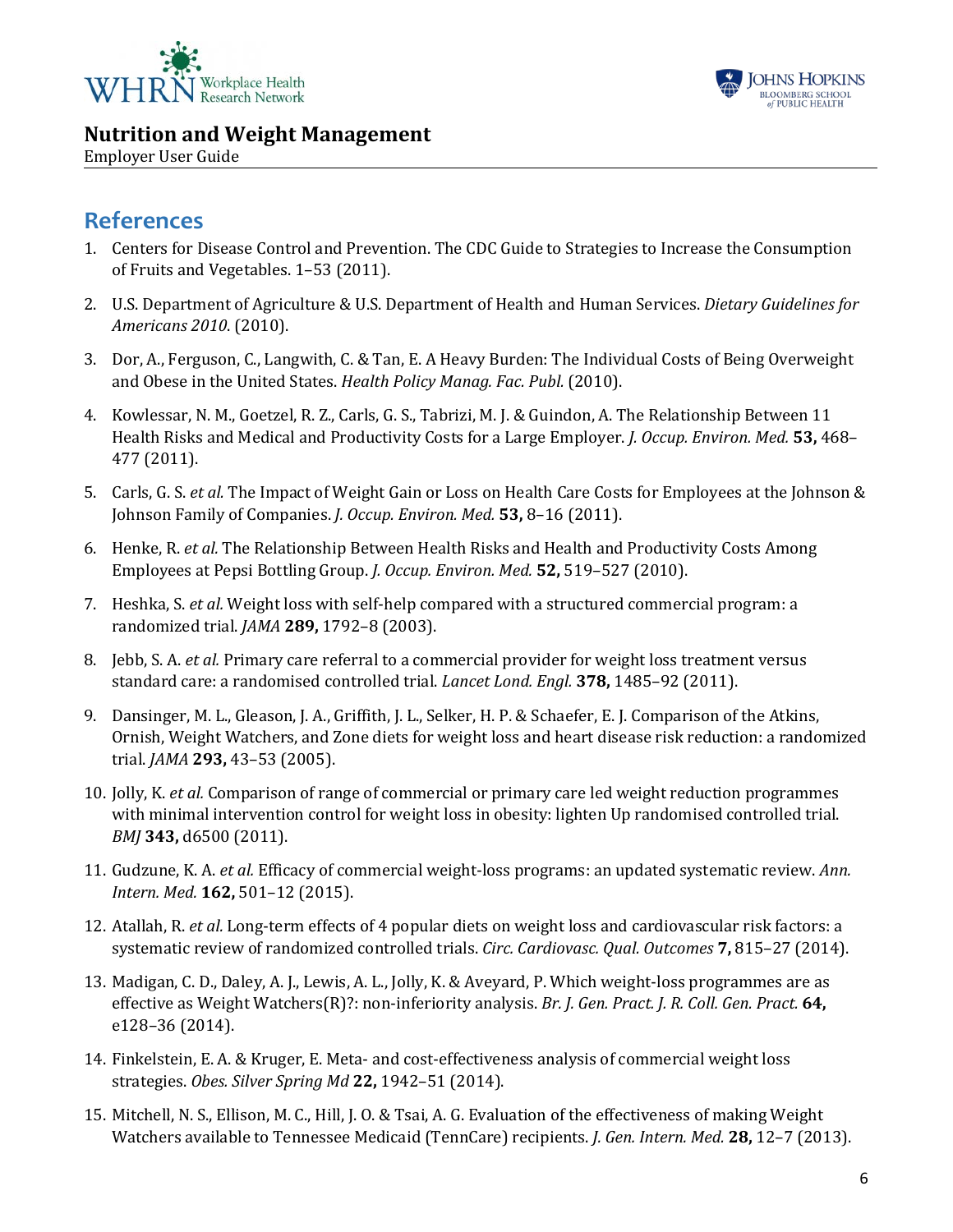## References

1. Centers for Disease Control and Prevention. The CDC Guide to Strategies to Increase the Consumption of Fruits and Vegetables. 1–53 (2011).

2. U.S. Department of Agriculture & U.S. Department of Health and Human Services. *Dietary Guidelines for Americans 2010*. (2010).

3. Dor, A., Ferguson, C., Langwith, C. & Tan, E. A Heavy Burden: The Individual Costs of Being Overweight and Obese in the United States. *Health Policy Manag. Fac. Publ.* (2010).

4. Kowlessar, N. M., Goetzel, R. Z., Carls, G. S., Tabrizi, M. J. & Guindon, A. The Relationship Between 11 Health Risks and Medical and Productivity Costs for a Large Employer. *J. Occup. Environ. Med.* **53,** 468–477 (2011).

5. Carls, G. S. *et al.* The Impact of Weight Gain or Loss on Health Care Costs for Employees at the Johnson & Johnson Family of Companies. *J. Occup. Environ. Med.* **53,** 8–16 (2011).

6. Henke, R. *et al.* The Relationship Between Health Risks and Health and Productivity Costs Among Employees at Pepsi Bottling Group. *J. Occup. Environ. Med.* **52,** 519–527 (2010).

7. Heshka, S. *et al.* Weight loss with self-help compared with a structured commercial program: a randomized trial. *JAMA* **289,** 1792–8 (2003).

8. Jebb, S. A. *et al.* Primary care referral to a commercial provider for weight loss treatment versus standard care: a randomised controlled trial. *Lancet Lond. Engl.* **378,** 1485–92 (2011).

9. Dansinger, M. L., Gleason, J. A., Griffith, J. L., Selker, H. P. & Schaefer, E. J. Comparison of the Atkins, Ornish, Weight Watchers, and Zone diets for weight loss and heart disease risk reduction: a randomized trial. *JAMA* **293,** 43–53 (2005).

10. Jolly, K. *et al.* Comparison of range of commercial or primary care led weight reduction programmes with minimal intervention control for weight loss in obesity: lighten Up randomised controlled trial. *BMJ* **343,** d6500 (2011).

11. Gudzune, K. A. *et al.* Efficacy of commercial weight-loss programs: an updated systematic review. *Ann. Intern. Med.* **162,** 501–12 (2015).

12. Atallah, R. *et al.* Long-term effects of 4 popular diets on weight loss and cardiovascular risk factors: a systematic review of randomized controlled trials. *Circ. Cardiovasc. Qual. Outcomes* **7,** 815–27 (2014).

13. Madigan, C. D., Daley, A. J., Lewis, A. L., Jolly, K. & Aveyard, P. Which weight-loss programmes are as effective as Weight Watchers(R)?: non-inferiority analysis. *Br. J. Gen. Pract. J. R. Coll. Gen. Pract.* **64,** e128–36 (2014).

14. Finkelstein, E. A. & Kruger, E. Meta- and cost-effectiveness analysis of commercial weight loss strategies. *Obes. Silver Spring Md* **22,** 1942–51 (2014).

15. Mitchell, N. S., Ellison, M. C., Hill, J. O. & Tsai, A. G. Evaluation of the effectiveness of making Weight Watchers available to Tennessee Medicaid (TennCare) recipients. *J. Gen. Intern. Med.* **28,** 12–7 (2013).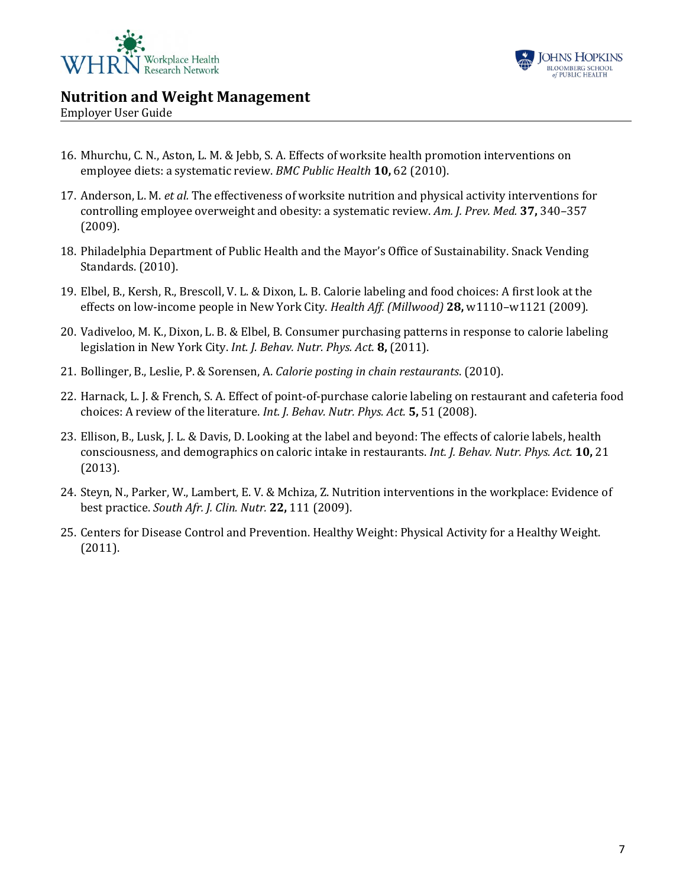16. Mhurchu, C. N., Aston, L. M. & Jebb, S. A. Effects of worksite health promotion interventions on employee diets: a systematic review. *BMC Public Health* **10,** 62 (2010).

17. Anderson, L. M. *et al.* The effectiveness of worksite nutrition and physical activity interventions for controlling employee overweight and obesity: a systematic review. *Am. J. Prev. Med.* **37,** 340–357 (2009).

18. Philadelphia Department of Public Health and the Mayor's Office of Sustainability. Snack Vending Standards. (2010).

19. Elbel, B., Kersh, R., Brescoll, V. L. & Dixon, L. B. Calorie labeling and food choices: A first look at the effects on low-income people in New York City. *Health Aff. (Millwood)* **28,** w1110–w1121 (2009).

20. Vadiveloo, M. K., Dixon, L. B. & Elbel, B. Consumer purchasing patterns in response to calorie labeling legislation in New York City. *Int. J. Behav. Nutr. Phys. Act.* **8,** (2011).

21. Bollinger, B., Leslie, P. & Sorensen, A. *Calorie posting in chain restaurants*. (2010).

22. Harnack, L. J. & French, S. A. Effect of point-of-purchase calorie labeling on restaurant and cafeteria food choices: A review of the literature. *Int. J. Behav. Nutr. Phys. Act.* **5,** 51 (2008).

23. Ellison, B., Lusk, J. L. & Davis, D. Looking at the label and beyond: The effects of calorie labels, health consciousness, and demographics on caloric intake in restaurants. *Int. J. Behav. Nutr. Phys. Act.* **10,** 21 (2013).

24. Steyn, N., Parker, W., Lambert, E. V. & Mchiza, Z. Nutrition interventions in the workplace: Evidence of best practice. *South Afr. J. Clin. Nutr.* **22,** 111 (2009).

25. Centers for Disease Control and Prevention. Healthy Weight: Physical Activity for a Healthy Weight. (2011).